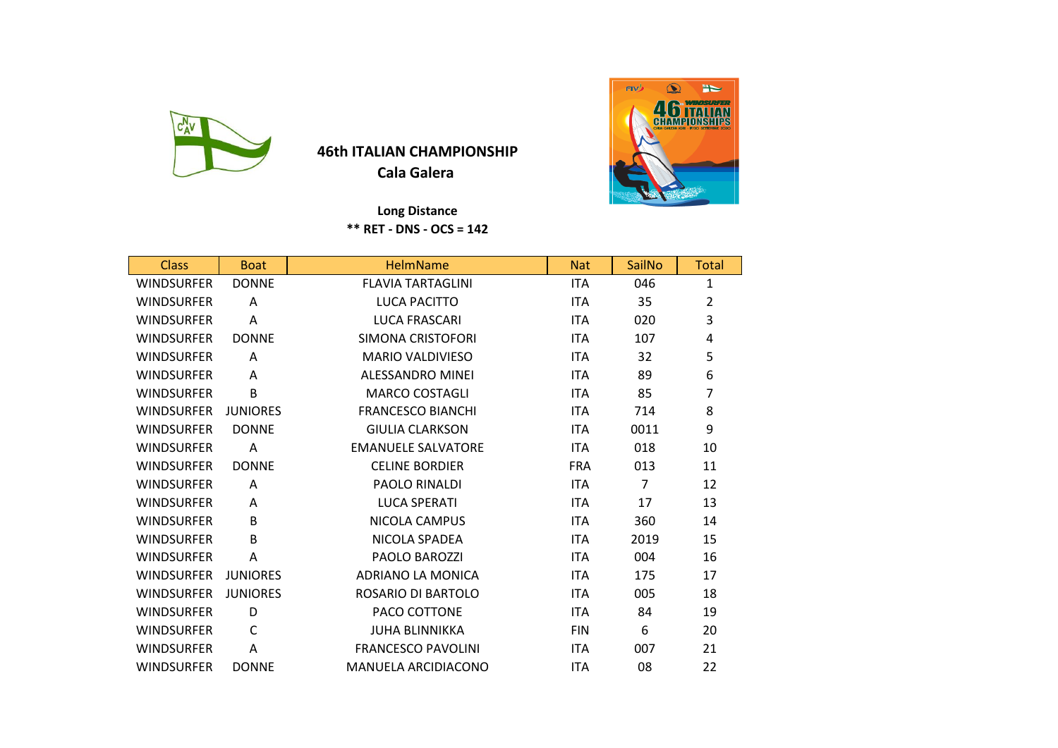# 46th ITALIAN CHAMPIONSHIP

## Cala Galera

**Long Distance**

**** RET - DNS - OCS = 142**

| Class | Boat | HelmName | Nat | SailNo | Total |
|---|---|---|---|---|---|
| WINDSURFER | DONNE | FLAVIA TARTAGLINI | ITA | 046 | 1 |
| WINDSURFER | A | LUCA PACITTO | ITA | 35 | 2 |
| WINDSURFER | A | LUCA FRASCARI | ITA | 020 | 3 |
| WINDSURFER | DONNE | SIMONA CRISTOFORI | ITA | 107 | 4 |
| WINDSURFER | A | MARIO VALDIVIESO | ITA | 32 | 5 |
| WINDSURFER | A | ALESSANDRO MINEI | ITA | 89 | 6 |
| WINDSURFER | B | MARCO COSTAGLI | ITA | 85 | 7 |
| WINDSURFER | JUNIORES | FRANCESCO BIANCHI | ITA | 714 | 8 |
| WINDSURFER | DONNE | GIULIA CLARKSON | ITA | 0011 | 9 |
| WINDSURFER | A | EMANUELE SALVATORE | ITA | 018 | 10 |
| WINDSURFER | DONNE | CELINE BORDIER | FRA | 013 | 11 |
| WINDSURFER | A | PAOLO RINALDI | ITA | 7 | 12 |
| WINDSURFER | A | LUCA SPERATI | ITA | 17 | 13 |
| WINDSURFER | B | NICOLA CAMPUS | ITA | 360 | 14 |
| WINDSURFER | B | NICOLA SPADEA | ITA | 2019 | 15 |
| WINDSURFER | A | PAOLO BAROZZI | ITA | 004 | 16 |
| WINDSURFER | JUNIORES | ADRIANO LA MONICA | ITA | 175 | 17 |
| WINDSURFER | JUNIORES | ROSARIO DI BARTOLO | ITA | 005 | 18 |
| WINDSURFER | D | PACO COTTONE | ITA | 84 | 19 |
| WINDSURFER | C | JUHA BLINNIKKA | FIN | 6 | 20 |
| WINDSURFER | A | FRANCESCO PAVOLINI | ITA | 007 | 21 |
| WINDSURFER | DONNE | MANUELA ARCIDIACONO | ITA | 08 | 22 |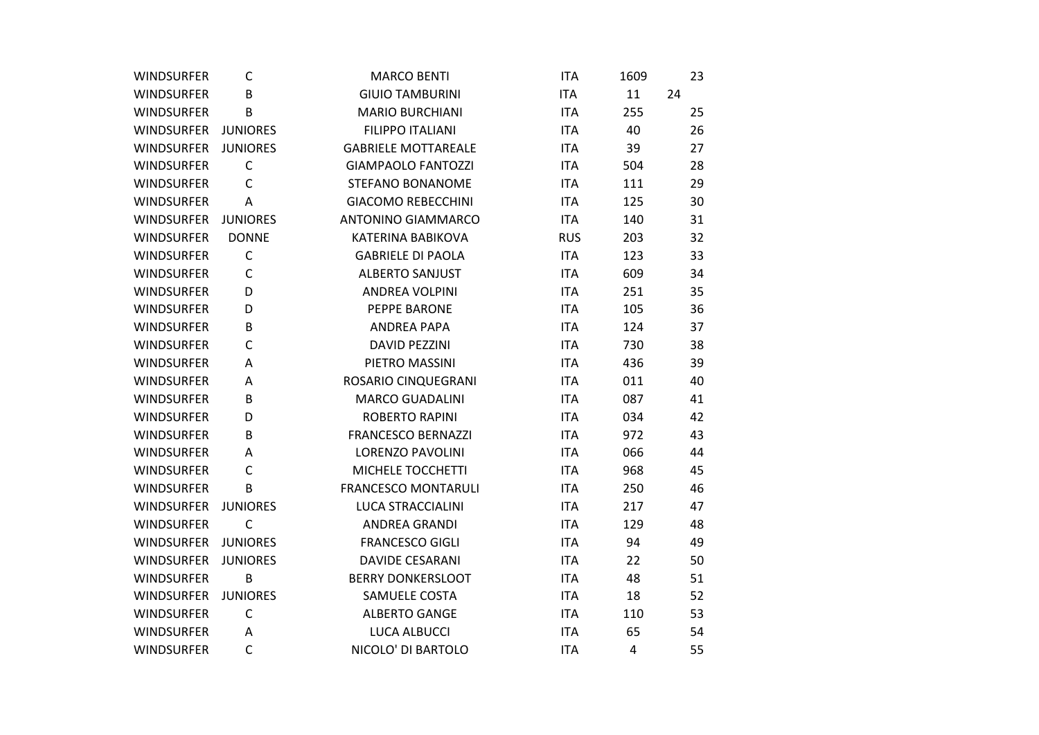| | | | | | |
|---|---|---|---|---|---|
| WINDSURFER | C | MARCO BENTI | ITA | 1609 | 23 |
| WINDSURFER | B | GIUIO TAMBURINI | ITA | 11 | 24 |
| WINDSURFER | B | MARIO BURCHIANI | ITA | 255 | 25 |
| WINDSURFER | JUNIORES | FILIPPO ITALIANI | ITA | 40 | 26 |
| WINDSURFER | JUNIORES | GABRIELE MOTTAREALE | ITA | 39 | 27 |
| WINDSURFER | C | GIAMPAOLO FANTOZZI | ITA | 504 | 28 |
| WINDSURFER | C | STEFANO BONANOME | ITA | 111 | 29 |
| WINDSURFER | A | GIACOMO REBECCHINI | ITA | 125 | 30 |
| WINDSURFER | JUNIORES | ANTONINO GIAMMARCO | ITA | 140 | 31 |
| WINDSURFER | DONNE | KATERINA BABIKOVA | RUS | 203 | 32 |
| WINDSURFER | C | GABRIELE DI PAOLA | ITA | 123 | 33 |
| WINDSURFER | C | ALBERTO SANJUST | ITA | 609 | 34 |
| WINDSURFER | D | ANDREA VOLPINI | ITA | 251 | 35 |
| WINDSURFER | D | PEPPE BARONE | ITA | 105 | 36 |
| WINDSURFER | B | ANDREA PAPA | ITA | 124 | 37 |
| WINDSURFER | C | DAVID PEZZINI | ITA | 730 | 38 |
| WINDSURFER | A | PIETRO MASSINI | ITA | 436 | 39 |
| WINDSURFER | A | ROSARIO CINQUEGRANI | ITA | 011 | 40 |
| WINDSURFER | B | MARCO GUADALINI | ITA | 087 | 41 |
| WINDSURFER | D | ROBERTO RAPINI | ITA | 034 | 42 |
| WINDSURFER | B | FRANCESCO BERNAZZI | ITA | 972 | 43 |
| WINDSURFER | A | LORENZO PAVOLINI | ITA | 066 | 44 |
| WINDSURFER | C | MICHELE TOCCHETTI | ITA | 968 | 45 |
| WINDSURFER | B | FRANCESCO MONTARULI | ITA | 250 | 46 |
| WINDSURFER | JUNIORES | LUCA STRACCIALINI | ITA | 217 | 47 |
| WINDSURFER | C | ANDREA GRANDI | ITA | 129 | 48 |
| WINDSURFER | JUNIORES | FRANCESCO GIGLI | ITA | 94 | 49 |
| WINDSURFER | JUNIORES | DAVIDE CESARANI | ITA | 22 | 50 |
| WINDSURFER | B | BERRY DONKERSLOOT | ITA | 48 | 51 |
| WINDSURFER | JUNIORES | SAMUELE COSTA | ITA | 18 | 52 |
| WINDSURFER | C | ALBERTO GANGE | ITA | 110 | 53 |
| WINDSURFER | A | LUCA ALBUCCI | ITA | 65 | 54 |
| WINDSURFER | C | NICOLO' DI BARTOLO | ITA | 4 | 55 |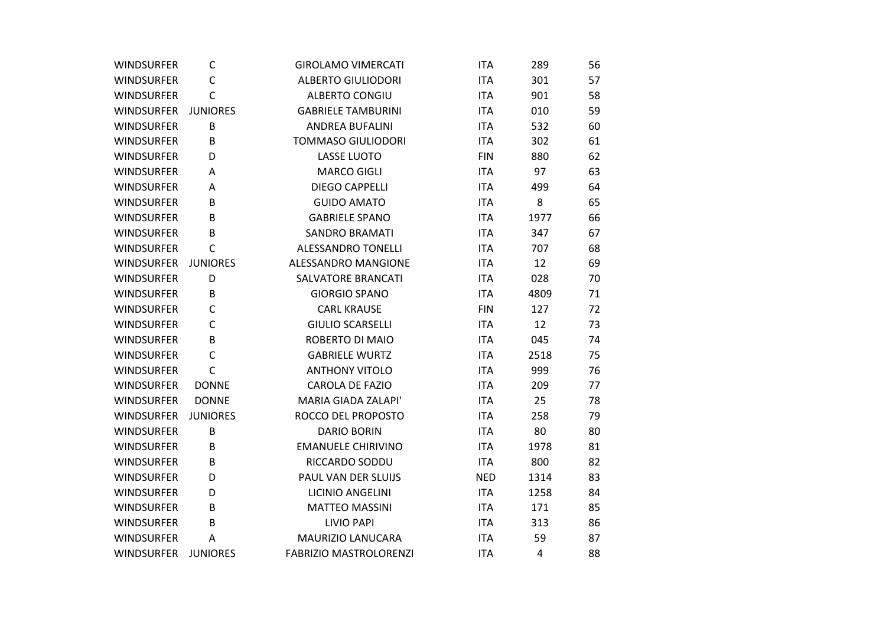| | | | | | |
|---|---|---|---|---|---|
| WINDSURFER | C | GIROLAMO VIMERCATI | ITA | 289 | 56 |
| WINDSURFER | C | ALBERTO GIULIODORI | ITA | 301 | 57 |
| WINDSURFER | C | ALBERTO CONGIU | ITA | 901 | 58 |
| WINDSURFER | JUNIORES | GABRIELE TAMBURINI | ITA | 010 | 59 |
| WINDSURFER | B | ANDREA BUFALINI | ITA | 532 | 60 |
| WINDSURFER | B | TOMMASO GIULIODORI | ITA | 302 | 61 |
| WINDSURFER | D | LASSE LUOTO | FIN | 880 | 62 |
| WINDSURFER | A | MARCO GIGLI | ITA | 97 | 63 |
| WINDSURFER | A | DIEGO CAPPELLI | ITA | 499 | 64 |
| WINDSURFER | B | GUIDO AMATO | ITA | 8 | 65 |
| WINDSURFER | B | GABRIELE SPANO | ITA | 1977 | 66 |
| WINDSURFER | B | SANDRO BRAMATI | ITA | 347 | 67 |
| WINDSURFER | C | ALESSANDRO TONELLI | ITA | 707 | 68 |
| WINDSURFER | JUNIORES | ALESSANDRO MANGIONE | ITA | 12 | 69 |
| WINDSURFER | D | SALVATORE BRANCATI | ITA | 028 | 70 |
| WINDSURFER | B | GIORGIO SPANO | ITA | 4809 | 71 |
| WINDSURFER | C | CARL KRAUSE | FIN | 127 | 72 |
| WINDSURFER | C | GIULIO SCARSELLI | ITA | 12 | 73 |
| WINDSURFER | B | ROBERTO DI MAIO | ITA | 045 | 74 |
| WINDSURFER | C | GABRIELE WURTZ | ITA | 2518 | 75 |
| WINDSURFER | C | ANTHONY VITOLO | ITA | 999 | 76 |
| WINDSURFER | DONNE | CAROLA DE FAZIO | ITA | 209 | 77 |
| WINDSURFER | DONNE | MARIA GIADA ZALAPI' | ITA | 25 | 78 |
| WINDSURFER | JUNIORES | ROCCO DEL PROPOSTO | ITA | 258 | 79 |
| WINDSURFER | B | DARIO BORIN | ITA | 80 | 80 |
| WINDSURFER | B | EMANUELE CHIRIVINO | ITA | 1978 | 81 |
| WINDSURFER | B | RICCARDO SODDU | ITA | 800 | 82 |
| WINDSURFER | D | PAUL VAN DER SLUIJS | NED | 1314 | 83 |
| WINDSURFER | D | LICINIO ANGELINI | ITA | 1258 | 84 |
| WINDSURFER | B | MATTEO MASSINI | ITA | 171 | 85 |
| WINDSURFER | B | LIVIO PAPI | ITA | 313 | 86 |
| WINDSURFER | A | MAURIZIO LANUCARA | ITA | 59 | 87 |
| WINDSURFER | JUNIORES | FABRIZIO MASTROLORENZI | ITA | 4 | 88 |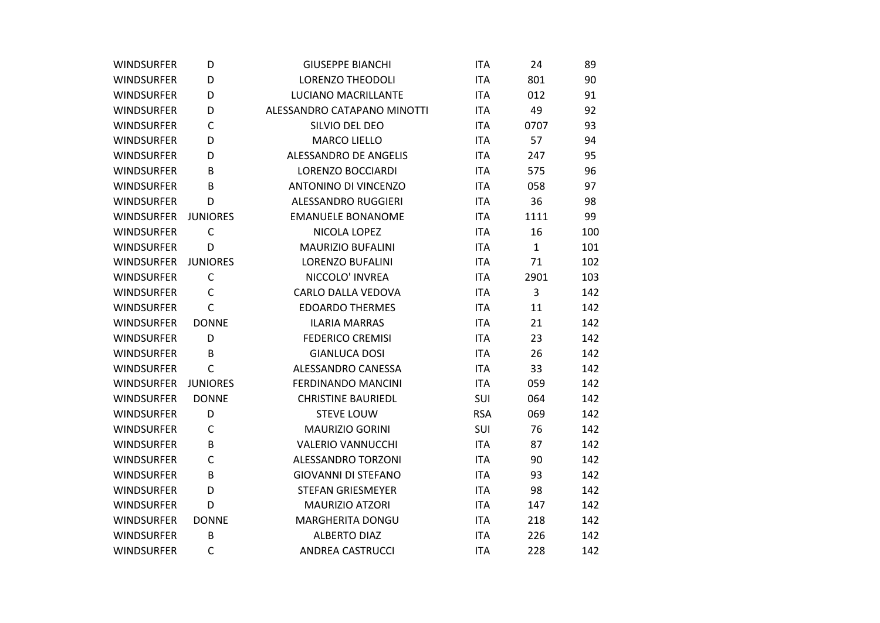| | | | | | |
|---|---|---|---|---|---|
| WINDSURFER | D | GIUSEPPE BIANCHI | ITA | 24 | 89 |
| WINDSURFER | D | LORENZO THEODOLI | ITA | 801 | 90 |
| WINDSURFER | D | LUCIANO MACRILLANTE | ITA | 012 | 91 |
| WINDSURFER | D | ALESSANDRO CATAPANO MINOTTI | ITA | 49 | 92 |
| WINDSURFER | C | SILVIO DEL DEO | ITA | 0707 | 93 |
| WINDSURFER | D | MARCO LIELLO | ITA | 57 | 94 |
| WINDSURFER | D | ALESSANDRO DE ANGELIS | ITA | 247 | 95 |
| WINDSURFER | B | LORENZO BOCCIARDI | ITA | 575 | 96 |
| WINDSURFER | B | ANTONINO DI VINCENZO | ITA | 058 | 97 |
| WINDSURFER | D | ALESSANDRO RUGGIERI | ITA | 36 | 98 |
| WINDSURFER | JUNIORES | EMANUELE BONANOME | ITA | 1111 | 99 |
| WINDSURFER | C | NICOLA LOPEZ | ITA | 16 | 100 |
| WINDSURFER | D | MAURIZIO BUFALINI | ITA | 1 | 101 |
| WINDSURFER | JUNIORES | LORENZO BUFALINI | ITA | 71 | 102 |
| WINDSURFER | C | NICCOLO' INVREA | ITA | 2901 | 103 |
| WINDSURFER | C | CARLO DALLA VEDOVA | ITA | 3 | 142 |
| WINDSURFER | C | EDOARDO THERMES | ITA | 11 | 142 |
| WINDSURFER | DONNE | ILARIA MARRAS | ITA | 21 | 142 |
| WINDSURFER | D | FEDERICO CREMISI | ITA | 23 | 142 |
| WINDSURFER | B | GIANLUCA DOSI | ITA | 26 | 142 |
| WINDSURFER | C | ALESSANDRO CANESSA | ITA | 33 | 142 |
| WINDSURFER | JUNIORES | FERDINANDO MANCINI | ITA | 059 | 142 |
| WINDSURFER | DONNE | CHRISTINE BAURIEDL | SUI | 064 | 142 |
| WINDSURFER | D | STEVE LOUW | RSA | 069 | 142 |
| WINDSURFER | C | MAURIZIO GORINI | SUI | 76 | 142 |
| WINDSURFER | B | VALERIO VANNUCCHI | ITA | 87 | 142 |
| WINDSURFER | C | ALESSANDRO TORZONI | ITA | 90 | 142 |
| WINDSURFER | B | GIOVANNI DI STEFANO | ITA | 93 | 142 |
| WINDSURFER | D | STEFAN GRIESMEYER | ITA | 98 | 142 |
| WINDSURFER | D | MAURIZIO ATZORI | ITA | 147 | 142 |
| WINDSURFER | DONNE | MARGHERITA DONGU | ITA | 218 | 142 |
| WINDSURFER | B | ALBERTO DIAZ | ITA | 226 | 142 |
| WINDSURFER | C | ANDREA CASTRUCCI | ITA | 228 | 142 |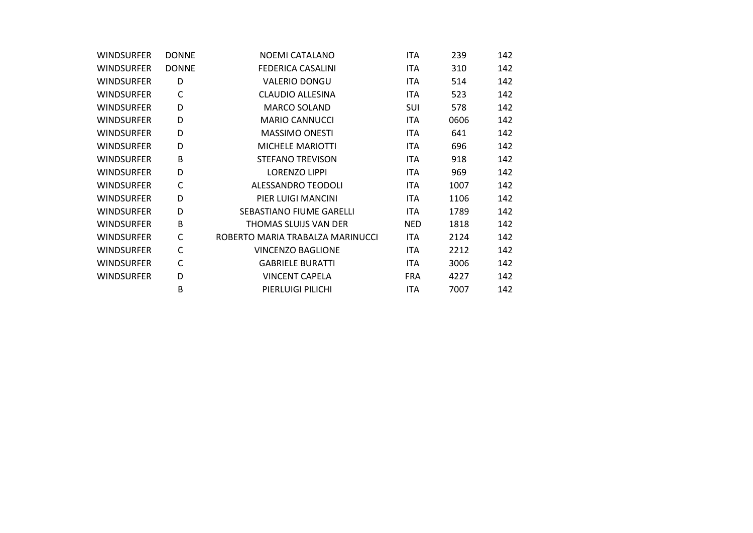| | | | | | |
|---|---|---|---|---|---|
| WINDSURFER | DONNE | NOEMI CATALANO | ITA | 239 | 142 |
| WINDSURFER | DONNE | FEDERICA CASALINI | ITA | 310 | 142 |
| WINDSURFER | D | VALERIO DONGU | ITA | 514 | 142 |
| WINDSURFER | C | CLAUDIO ALLESINA | ITA | 523 | 142 |
| WINDSURFER | D | MARCO SOLAND | SUI | 578 | 142 |
| WINDSURFER | D | MARIO CANNUCCI | ITA | 0606 | 142 |
| WINDSURFER | D | MASSIMO ONESTI | ITA | 641 | 142 |
| WINDSURFER | D | MICHELE MARIOTTI | ITA | 696 | 142 |
| WINDSURFER | B | STEFANO TREVISON | ITA | 918 | 142 |
| WINDSURFER | D | LORENZO LIPPI | ITA | 969 | 142 |
| WINDSURFER | C | ALESSANDRO TEODOLI | ITA | 1007 | 142 |
| WINDSURFER | D | PIER LUIGI MANCINI | ITA | 1106 | 142 |
| WINDSURFER | D | SEBASTIANO FIUME GARELLI | ITA | 1789 | 142 |
| WINDSURFER | B | THOMAS SLUIJS VAN DER | NED | 1818 | 142 |
| WINDSURFER | C | ROBERTO MARIA TRABALZA MARINUCCI | ITA | 2124 | 142 |
| WINDSURFER | C | VINCENZO BAGLIONE | ITA | 2212 | 142 |
| WINDSURFER | C | GABRIELE BURATTI | ITA | 3006 | 142 |
| WINDSURFER | D | VINCENT CAPELA | FRA | 4227 | 142 |
| | B | PIERLUIGI PILICHI | ITA | 7007 | 142 |